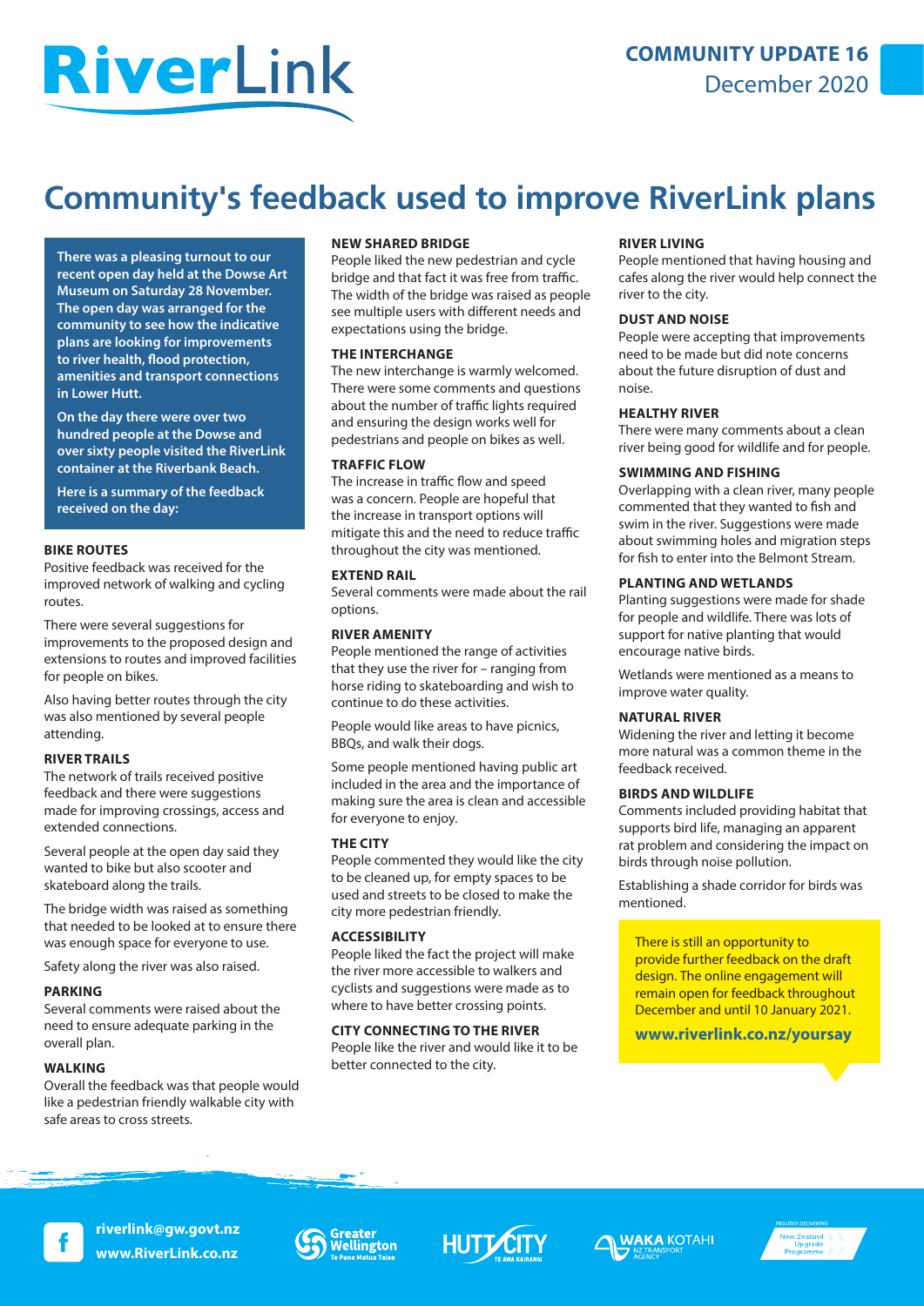# RiverLink

**COMMUNITY UPDATE 16**
December 2020

## Community's feedback used to improve RiverLink plans

**There was a pleasing turnout to our recent open day held at the Dowse Art Museum on Saturday 28 November. The open day was arranged for the community to see how the indicative plans are looking for improvements to river health, flood protection, amenities and transport connections in Lower Hutt.**

**On the day there were over two hundred people at the Dowse and over sixty people visited the RiverLink container at the Riverbank Beach.**

**Here is a summary of the feedback received on the day:**

### BIKE ROUTES

Positive feedback was received for the improved network of walking and cycling routes.

There were several suggestions for improvements to the proposed design and extensions to routes and improved facilities for people on bikes.

Also having better routes through the city was also mentioned by several people attending.

### RIVER TRAILS

The network of trails received positive feedback and there were suggestions made for improving crossings, access and extended connections.

Several people at the open day said they wanted to bike but also scooter and skateboard along the trails.

The bridge width was raised as something that needed to be looked at to ensure there was enough space for everyone to use.

Safety along the river was also raised.

### PARKING

Several comments were raised about the need to ensure adequate parking in the overall plan.

### WALKING

Overall the feedback was that people would like a pedestrian friendly walkable city with safe areas to cross streets.

### NEW SHARED BRIDGE

People liked the new pedestrian and cycle bridge and that fact it was free from traffic. The width of the bridge was raised as people see multiple users with different needs and expectations using the bridge.

### THE INTERCHANGE

The new interchange is warmly welcomed. There were some comments and questions about the number of traffic lights required and ensuring the design works well for pedestrians and people on bikes as well.

### TRAFFIC FLOW

The increase in traffic flow and speed was a concern. People are hopeful that the increase in transport options will mitigate this and the need to reduce traffic throughout the city was mentioned.

### EXTEND RAIL

Several comments were made about the rail options.

### RIVER AMENITY

People mentioned the range of activities that they use the river for – ranging from horse riding to skateboarding and wish to continue to do these activities.

People would like areas to have picnics, BBQs, and walk their dogs.

Some people mentioned having public art included in the area and the importance of making sure the area is clean and accessible for everyone to enjoy.

### THE CITY

People commented they would like the city to be cleaned up, for empty spaces to be used and streets to be closed to make the city more pedestrian friendly.

### ACCESSIBILITY

People liked the fact the project will make the river more accessible to walkers and cyclists and suggestions were made as to where to have better crossing points.

### CITY CONNECTING TO THE RIVER

People like the river and would like it to be better connected to the city.

### RIVER LIVING

People mentioned that having housing and cafes along the river would help connect the river to the city.

### DUST AND NOISE

People were accepting that improvements need to be made but did note concerns about the future disruption of dust and noise.

### HEALTHY RIVER

There were many comments about a clean river being good for wildlife and for people.

### SWIMMING AND FISHING

Overlapping with a clean river, many people commented that they wanted to fish and swim in the river. Suggestions were made about swimming holes and migration steps for fish to enter into the Belmont Stream.

### PLANTING AND WETLANDS

Planting suggestions were made for shade for people and wildlife. There was lots of support for native planting that would encourage native birds.

Wetlands were mentioned as a means to improve water quality.

### NATURAL RIVER

Widening the river and letting it become more natural was a common theme in the feedback received.

### BIRDS AND WILDLIFE

Comments included providing habitat that supports bird life, managing an apparent rat problem and considering the impact on birds through noise pollution.

Establishing a shade corridor for birds was mentioned.

There is still an opportunity to provide further feedback on the draft design. The online engagement will remain open for feedback throughout December and until 10 January 2021.

**www.riverlink.co.nz/yoursay**

**riverlink@gw.govt.nz**
**www.RiverLink.co.nz**

Greater Wellington Te Pane Matua Taiao | Hutt City Te Awa Kairangi | Waka Kotahi NZ Transport Agency | Proudly delivering New Zealand Upgrade Programme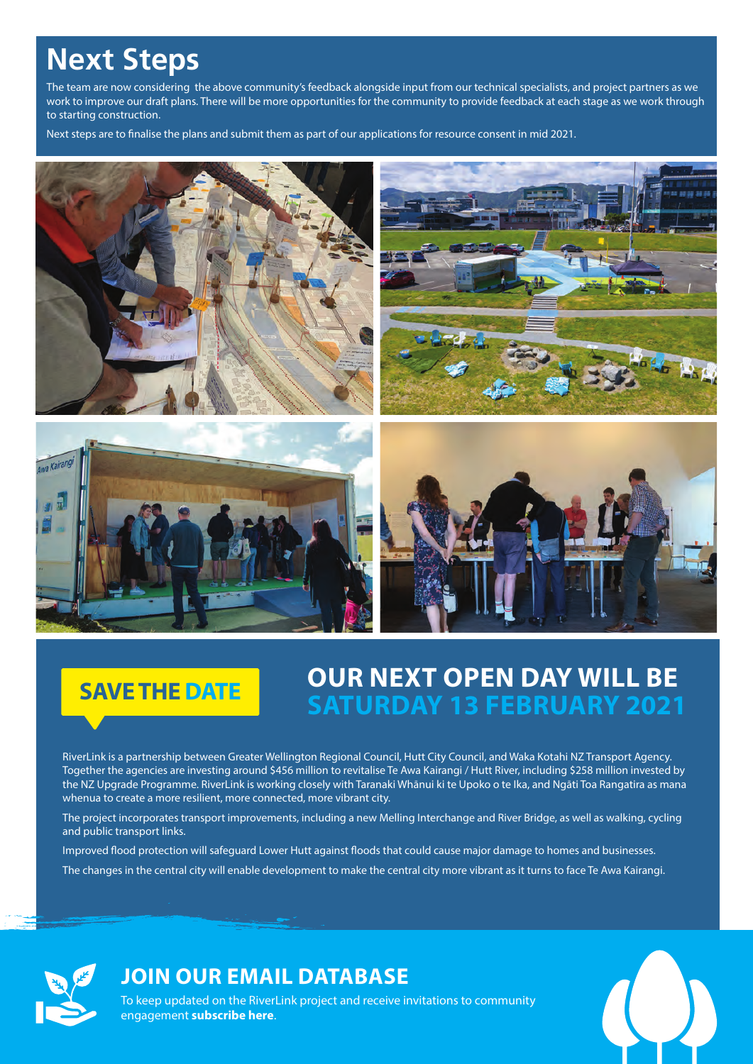# Next Steps

The team are now considering the above community's feedback alongside input from our technical specialists, and project partners as we work to improve our draft plans. There will be more opportunities for the community to provide feedback at each stage as we work through to starting construction.

Next steps are to finalise the plans and submit them as part of our applications for resource consent in mid 2021.

**SAVE THE DATE**

## OUR NEXT OPEN DAY WILL BE SATURDAY 13 FEBRUARY 2021

RiverLink is a partnership between Greater Wellington Regional Council, Hutt City Council, and Waka Kotahi NZ Transport Agency. Together the agencies are investing around $456 million to revitalise Te Awa Kairangi / Hutt River, including $258 million invested by the NZ Upgrade Programme. RiverLink is working closely with Taranaki Whānui ki te Upoko o te Ika, and Ngāti Toa Rangatira as mana whenua to create a more resilient, more connected, more vibrant city.

The project incorporates transport improvements, including a new Melling Interchange and River Bridge, as well as walking, cycling and public transport links.

Improved flood protection will safeguard Lower Hutt against floods that could cause major damage to homes and businesses.

The changes in the central city will enable development to make the central city more vibrant as it turns to face Te Awa Kairangi.

## JOIN OUR EMAIL DATABASE

To keep updated on the RiverLink project and receive invitations to community engagement **subscribe here**.